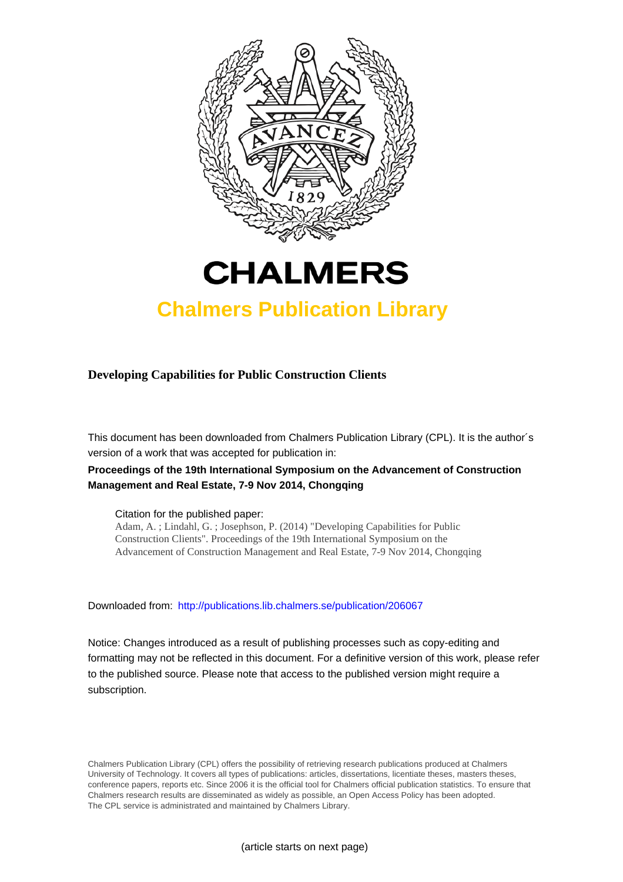# CHALMERS

## Chalmers Publication Library

**Developing Capabilities for Public Construction Clients**

This document has been downloaded from Chalmers Publication Library (CPL). It is the author´s version of a work that was accepted for publication in:

**Proceedings of the 19th International Symposium on the Advancement of Construction Management and Real Estate, 7-9 Nov 2014, Chongqing**

Citation for the published paper:
Adam, A. ; Lindahl, G. ; Josephson, P. (2014) "Developing Capabilities for Public Construction Clients". Proceedings of the 19th International Symposium on the Advancement of Construction Management and Real Estate, 7-9 Nov 2014, Chongqing

Downloaded from: http://publications.lib.chalmers.se/publication/206067

Notice: Changes introduced as a result of publishing processes such as copy-editing and formatting may not be reflected in this document. For a definitive version of this work, please refer to the published source. Please note that access to the published version might require a subscription.

Chalmers Publication Library (CPL) offers the possibility of retrieving research publications produced at Chalmers University of Technology. It covers all types of publications: articles, dissertations, licentiate theses, masters theses, conference papers, reports etc. Since 2006 it is the official tool for Chalmers official publication statistics. To ensure that Chalmers research results are disseminated as widely as possible, an Open Access Policy has been adopted. The CPL service is administrated and maintained by Chalmers Library.

(article starts on next page)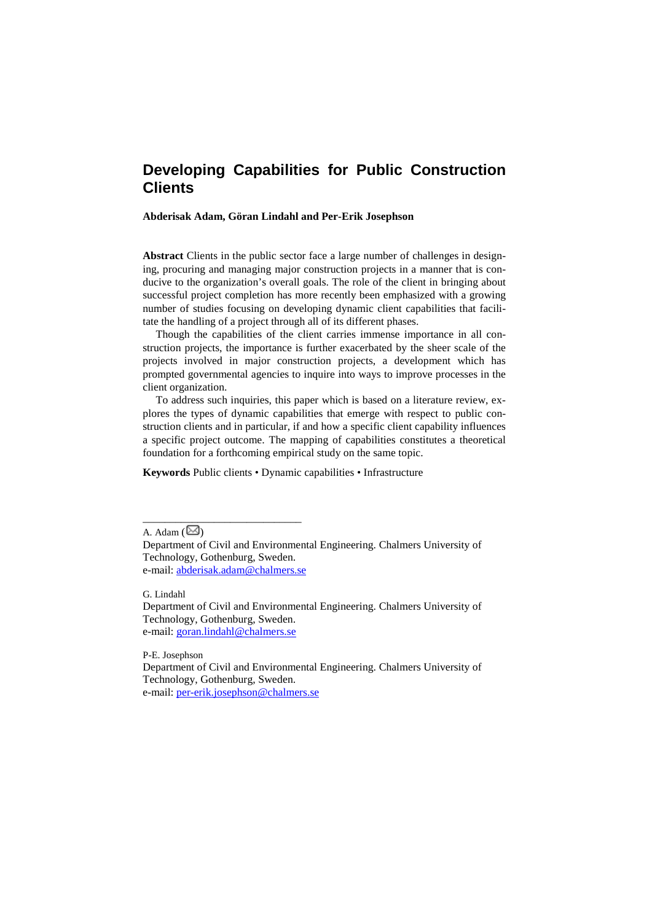# Developing Capabilities for Public Construction Clients

**Abderisak Adam, Göran Lindahl and Per-Erik Josephson**

**Abstract** Clients in the public sector face a large number of challenges in designing, procuring and managing major construction projects in a manner that is conducive to the organization's overall goals. The role of the client in bringing about successful project completion has more recently been emphasized with a growing number of studies focusing on developing dynamic client capabilities that facilitate the handling of a project through all of its different phases.

Though the capabilities of the client carries immense importance in all construction projects, the importance is further exacerbated by the sheer scale of the projects involved in major construction projects, a development which has prompted governmental agencies to inquire into ways to improve processes in the client organization.

To address such inquiries, this paper which is based on a literature review, explores the types of dynamic capabilities that emerge with respect to public construction clients and in particular, if and how a specific client capability influences a specific project outcome. The mapping of capabilities constitutes a theoretical foundation for a forthcoming empirical study on the same topic.

**Keywords** Public clients • Dynamic capabilities • Infrastructure

---

A. Adam (✉)
Department of Civil and Environmental Engineering. Chalmers University of Technology, Gothenburg, Sweden.
e-mail: abderisak.adam@chalmers.se

G. Lindahl
Department of Civil and Environmental Engineering. Chalmers University of Technology, Gothenburg, Sweden.
e-mail: goran.lindahl@chalmers.se

P-E. Josephson
Department of Civil and Environmental Engineering. Chalmers University of Technology, Gothenburg, Sweden.
e-mail: per-erik.josephson@chalmers.se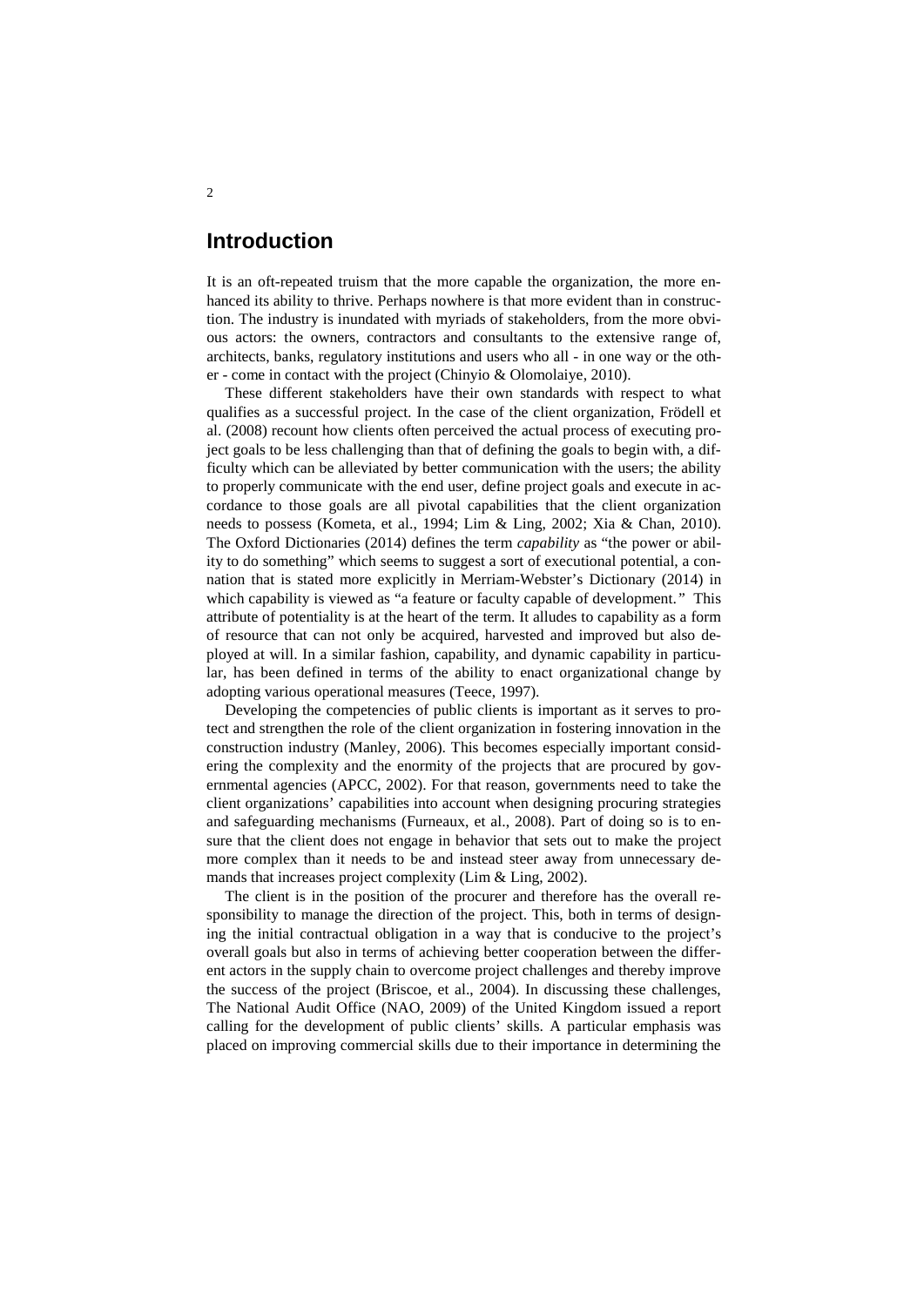# Introduction

It is an oft-repeated truism that the more capable the organization, the more enhanced its ability to thrive. Perhaps nowhere is that more evident than in construction. The industry is inundated with myriads of stakeholders, from the more obvious actors: the owners, contractors and consultants to the extensive range of, architects, banks, regulatory institutions and users who all - in one way or the other - come in contact with the project (Chinyio & Olomolaiye, 2010).

These different stakeholders have their own standards with respect to what qualifies as a successful project. In the case of the client organization, Frödell et al. (2008) recount how clients often perceived the actual process of executing project goals to be less challenging than that of defining the goals to begin with, a difficulty which can be alleviated by better communication with the users; the ability to properly communicate with the end user, define project goals and execute in accordance to those goals are all pivotal capabilities that the client organization needs to possess (Kometa, et al., 1994; Lim & Ling, 2002; Xia & Chan, 2010). The Oxford Dictionaries (2014) defines the term *capability* as "the power or ability to do something" which seems to suggest a sort of executional potential, a connation that is stated more explicitly in Merriam-Webster's Dictionary (2014) in which capability is viewed as "a feature or faculty capable of development." This attribute of potentiality is at the heart of the term. It alludes to capability as a form of resource that can not only be acquired, harvested and improved but also deployed at will. In a similar fashion, capability, and dynamic capability in particular, has been defined in terms of the ability to enact organizational change by adopting various operational measures (Teece, 1997).

Developing the competencies of public clients is important as it serves to protect and strengthen the role of the client organization in fostering innovation in the construction industry (Manley, 2006). This becomes especially important considering the complexity and the enormity of the projects that are procured by governmental agencies (APCC, 2002). For that reason, governments need to take the client organizations' capabilities into account when designing procuring strategies and safeguarding mechanisms (Furneaux, et al., 2008). Part of doing so is to ensure that the client does not engage in behavior that sets out to make the project more complex than it needs to be and instead steer away from unnecessary demands that increases project complexity (Lim & Ling, 2002).

The client is in the position of the procurer and therefore has the overall responsibility to manage the direction of the project. This, both in terms of designing the initial contractual obligation in a way that is conducive to the project's overall goals but also in terms of achieving better cooperation between the different actors in the supply chain to overcome project challenges and thereby improve the success of the project (Briscoe, et al., 2004). In discussing these challenges, The National Audit Office (NAO, 2009) of the United Kingdom issued a report calling for the development of public clients' skills. A particular emphasis was placed on improving commercial skills due to their importance in determining the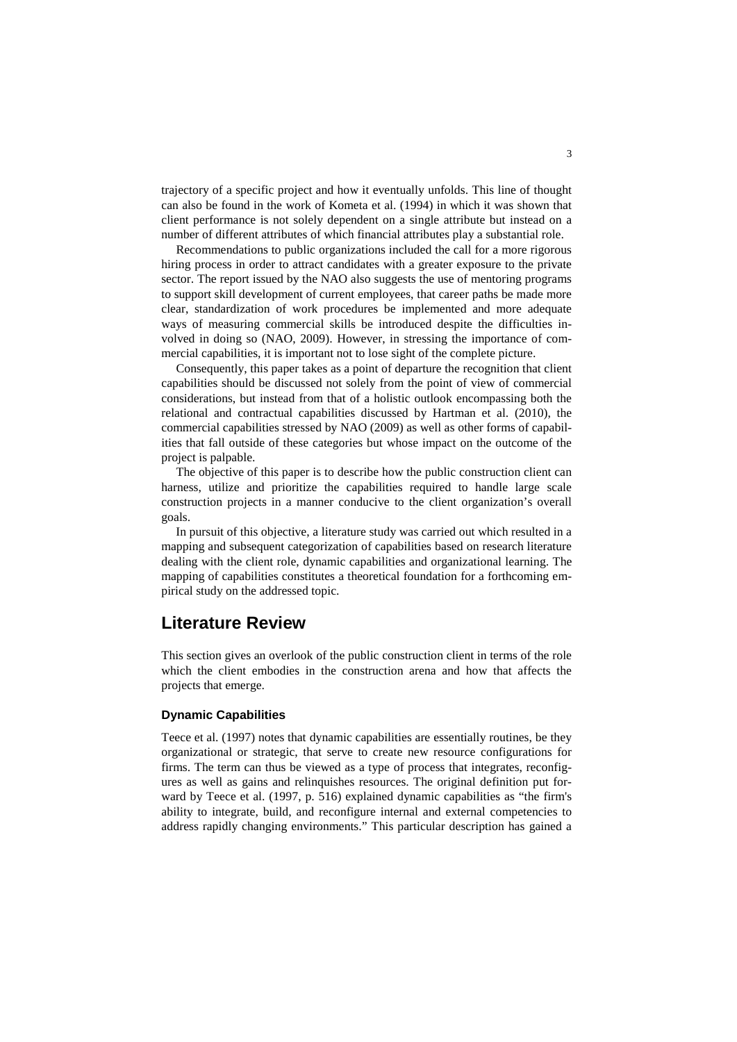trajectory of a specific project and how it eventually unfolds. This line of thought can also be found in the work of Kometa et al. (1994) in which it was shown that client performance is not solely dependent on a single attribute but instead on a number of different attributes of which financial attributes play a substantial role.

Recommendations to public organizations included the call for a more rigorous hiring process in order to attract candidates with a greater exposure to the private sector. The report issued by the NAO also suggests the use of mentoring programs to support skill development of current employees, that career paths be made more clear, standardization of work procedures be implemented and more adequate ways of measuring commercial skills be introduced despite the difficulties involved in doing so (NAO, 2009). However, in stressing the importance of commercial capabilities, it is important not to lose sight of the complete picture.

Consequently, this paper takes as a point of departure the recognition that client capabilities should be discussed not solely from the point of view of commercial considerations, but instead from that of a holistic outlook encompassing both the relational and contractual capabilities discussed by Hartman et al. (2010), the commercial capabilities stressed by NAO (2009) as well as other forms of capabilities that fall outside of these categories but whose impact on the outcome of the project is palpable.

The objective of this paper is to describe how the public construction client can harness, utilize and prioritize the capabilities required to handle large scale construction projects in a manner conducive to the client organization's overall goals.

In pursuit of this objective, a literature study was carried out which resulted in a mapping and subsequent categorization of capabilities based on research literature dealing with the client role, dynamic capabilities and organizational learning. The mapping of capabilities constitutes a theoretical foundation for a forthcoming empirical study on the addressed topic.

## Literature Review

This section gives an overlook of the public construction client in terms of the role which the client embodies in the construction arena and how that affects the projects that emerge.

### Dynamic Capabilities

Teece et al. (1997) notes that dynamic capabilities are essentially routines, be they organizational or strategic, that serve to create new resource configurations for firms. The term can thus be viewed as a type of process that integrates, reconfigures as well as gains and relinquishes resources. The original definition put forward by Teece et al. (1997, p. 516) explained dynamic capabilities as "the firm's ability to integrate, build, and reconfigure internal and external competencies to address rapidly changing environments." This particular description has gained a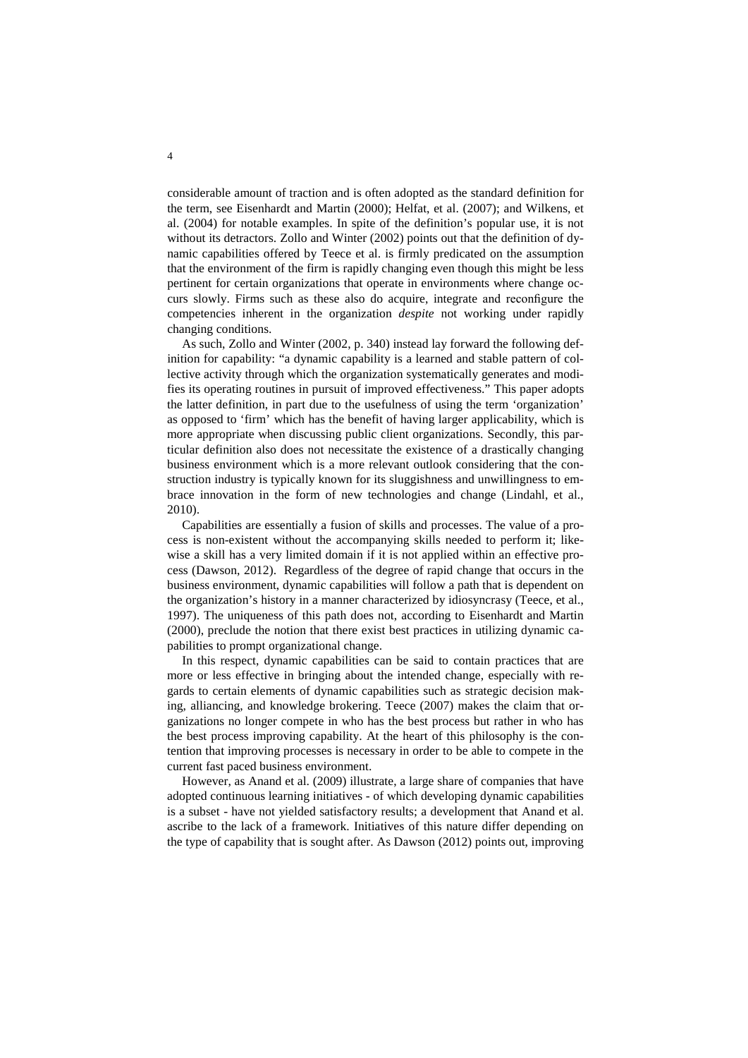considerable amount of traction and is often adopted as the standard definition for the term, see Eisenhardt and Martin (2000); Helfat, et al. (2007); and Wilkens, et al. (2004) for notable examples. In spite of the definition's popular use, it is not without its detractors. Zollo and Winter (2002) points out that the definition of dynamic capabilities offered by Teece et al. is firmly predicated on the assumption that the environment of the firm is rapidly changing even though this might be less pertinent for certain organizations that operate in environments where change occurs slowly. Firms such as these also do acquire, integrate and reconfigure the competencies inherent in the organization *despite* not working under rapidly changing conditions.

As such, Zollo and Winter (2002, p. 340) instead lay forward the following definition for capability: "a dynamic capability is a learned and stable pattern of collective activity through which the organization systematically generates and modifies its operating routines in pursuit of improved effectiveness." This paper adopts the latter definition, in part due to the usefulness of using the term 'organization' as opposed to 'firm' which has the benefit of having larger applicability, which is more appropriate when discussing public client organizations. Secondly, this particular definition also does not necessitate the existence of a drastically changing business environment which is a more relevant outlook considering that the construction industry is typically known for its sluggishness and unwillingness to embrace innovation in the form of new technologies and change (Lindahl, et al., 2010).

Capabilities are essentially a fusion of skills and processes. The value of a process is non-existent without the accompanying skills needed to perform it; likewise a skill has a very limited domain if it is not applied within an effective process (Dawson, 2012). Regardless of the degree of rapid change that occurs in the business environment, dynamic capabilities will follow a path that is dependent on the organization's history in a manner characterized by idiosyncrasy (Teece, et al., 1997). The uniqueness of this path does not, according to Eisenhardt and Martin (2000), preclude the notion that there exist best practices in utilizing dynamic capabilities to prompt organizational change.

In this respect, dynamic capabilities can be said to contain practices that are more or less effective in bringing about the intended change, especially with regards to certain elements of dynamic capabilities such as strategic decision making, alliancing, and knowledge brokering. Teece (2007) makes the claim that organizations no longer compete in who has the best process but rather in who has the best process improving capability. At the heart of this philosophy is the contention that improving processes is necessary in order to be able to compete in the current fast paced business environment.

However, as Anand et al. (2009) illustrate, a large share of companies that have adopted continuous learning initiatives - of which developing dynamic capabilities is a subset - have not yielded satisfactory results; a development that Anand et al. ascribe to the lack of a framework. Initiatives of this nature differ depending on the type of capability that is sought after. As Dawson (2012) points out, improving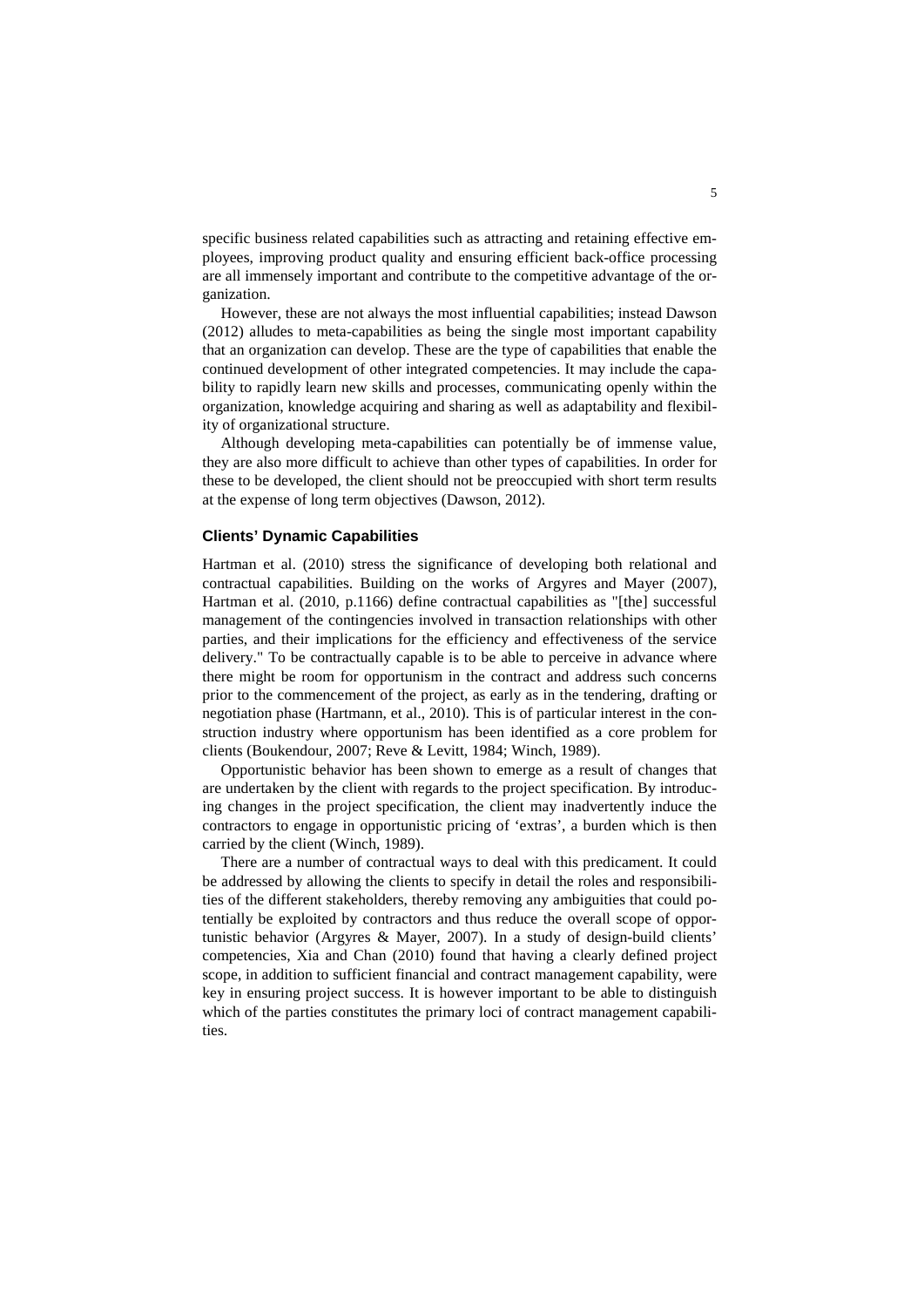specific business related capabilities such as attracting and retaining effective employees, improving product quality and ensuring efficient back-office processing are all immensely important and contribute to the competitive advantage of the organization.

However, these are not always the most influential capabilities; instead Dawson (2012) alludes to meta-capabilities as being the single most important capability that an organization can develop. These are the type of capabilities that enable the continued development of other integrated competencies. It may include the capability to rapidly learn new skills and processes, communicating openly within the organization, knowledge acquiring and sharing as well as adaptability and flexibility of organizational structure.

Although developing meta-capabilities can potentially be of immense value, they are also more difficult to achieve than other types of capabilities. In order for these to be developed, the client should not be preoccupied with short term results at the expense of long term objectives (Dawson, 2012).

### Clients' Dynamic Capabilities

Hartman et al. (2010) stress the significance of developing both relational and contractual capabilities. Building on the works of Argyres and Mayer (2007), Hartman et al. (2010, p.1166) define contractual capabilities as "[the] successful management of the contingencies involved in transaction relationships with other parties, and their implications for the efficiency and effectiveness of the service delivery." To be contractually capable is to be able to perceive in advance where there might be room for opportunism in the contract and address such concerns prior to the commencement of the project, as early as in the tendering, drafting or negotiation phase (Hartmann, et al., 2010). This is of particular interest in the construction industry where opportunism has been identified as a core problem for clients (Boukendour, 2007; Reve & Levitt, 1984; Winch, 1989).

Opportunistic behavior has been shown to emerge as a result of changes that are undertaken by the client with regards to the project specification. By introducing changes in the project specification, the client may inadvertently induce the contractors to engage in opportunistic pricing of 'extras', a burden which is then carried by the client (Winch, 1989).

There are a number of contractual ways to deal with this predicament. It could be addressed by allowing the clients to specify in detail the roles and responsibilities of the different stakeholders, thereby removing any ambiguities that could potentially be exploited by contractors and thus reduce the overall scope of opportunistic behavior (Argyres & Mayer, 2007). In a study of design-build clients' competencies, Xia and Chan (2010) found that having a clearly defined project scope, in addition to sufficient financial and contract management capability, were key in ensuring project success. It is however important to be able to distinguish which of the parties constitutes the primary loci of contract management capabilities.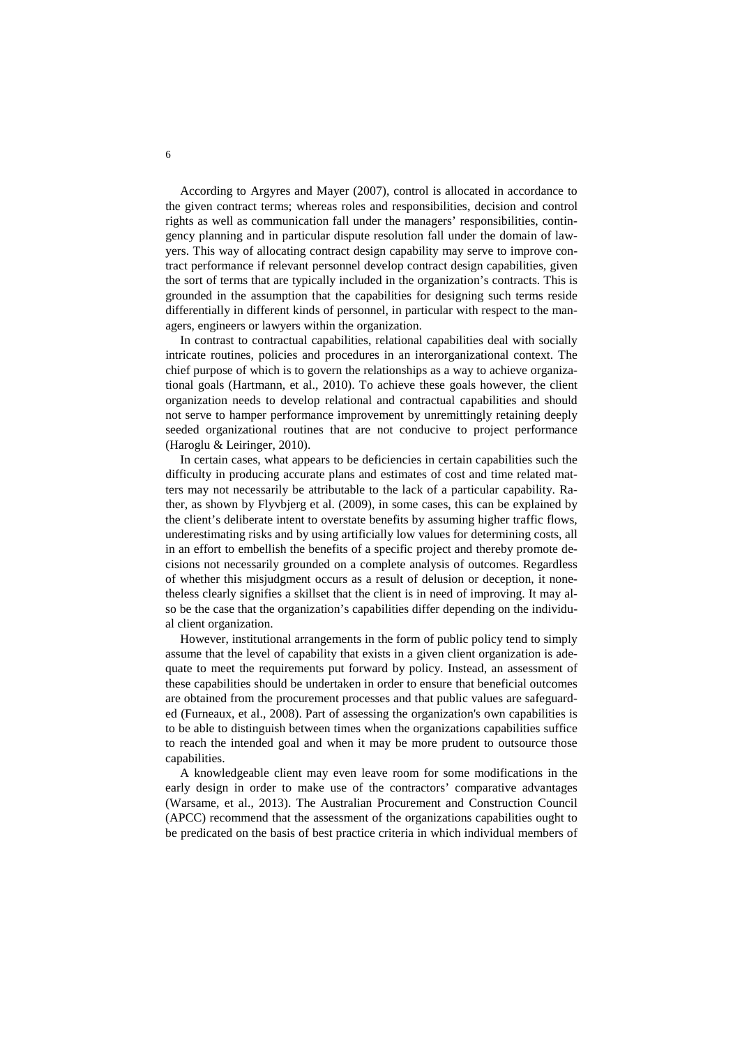According to Argyres and Mayer (2007), control is allocated in accordance to the given contract terms; whereas roles and responsibilities, decision and control rights as well as communication fall under the managers' responsibilities, contingency planning and in particular dispute resolution fall under the domain of lawyers. This way of allocating contract design capability may serve to improve contract performance if relevant personnel develop contract design capabilities, given the sort of terms that are typically included in the organization's contracts. This is grounded in the assumption that the capabilities for designing such terms reside differentially in different kinds of personnel, in particular with respect to the managers, engineers or lawyers within the organization.

In contrast to contractual capabilities, relational capabilities deal with socially intricate routines, policies and procedures in an interorganizational context. The chief purpose of which is to govern the relationships as a way to achieve organizational goals (Hartmann, et al., 2010). To achieve these goals however, the client organization needs to develop relational and contractual capabilities and should not serve to hamper performance improvement by unremittingly retaining deeply seeded organizational routines that are not conducive to project performance (Haroglu & Leiringer, 2010).

In certain cases, what appears to be deficiencies in certain capabilities such the difficulty in producing accurate plans and estimates of cost and time related matters may not necessarily be attributable to the lack of a particular capability. Rather, as shown by Flyvbjerg et al. (2009), in some cases, this can be explained by the client's deliberate intent to overstate benefits by assuming higher traffic flows, underestimating risks and by using artificially low values for determining costs, all in an effort to embellish the benefits of a specific project and thereby promote decisions not necessarily grounded on a complete analysis of outcomes. Regardless of whether this misjudgment occurs as a result of delusion or deception, it nonetheless clearly signifies a skillset that the client is in need of improving. It may also be the case that the organization's capabilities differ depending on the individual client organization.

However, institutional arrangements in the form of public policy tend to simply assume that the level of capability that exists in a given client organization is adequate to meet the requirements put forward by policy. Instead, an assessment of these capabilities should be undertaken in order to ensure that beneficial outcomes are obtained from the procurement processes and that public values are safeguarded (Furneaux, et al., 2008). Part of assessing the organization's own capabilities is to be able to distinguish between times when the organizations capabilities suffice to reach the intended goal and when it may be more prudent to outsource those capabilities.

A knowledgeable client may even leave room for some modifications in the early design in order to make use of the contractors' comparative advantages (Warsame, et al., 2013). The Australian Procurement and Construction Council (APCC) recommend that the assessment of the organizations capabilities ought to be predicated on the basis of best practice criteria in which individual members of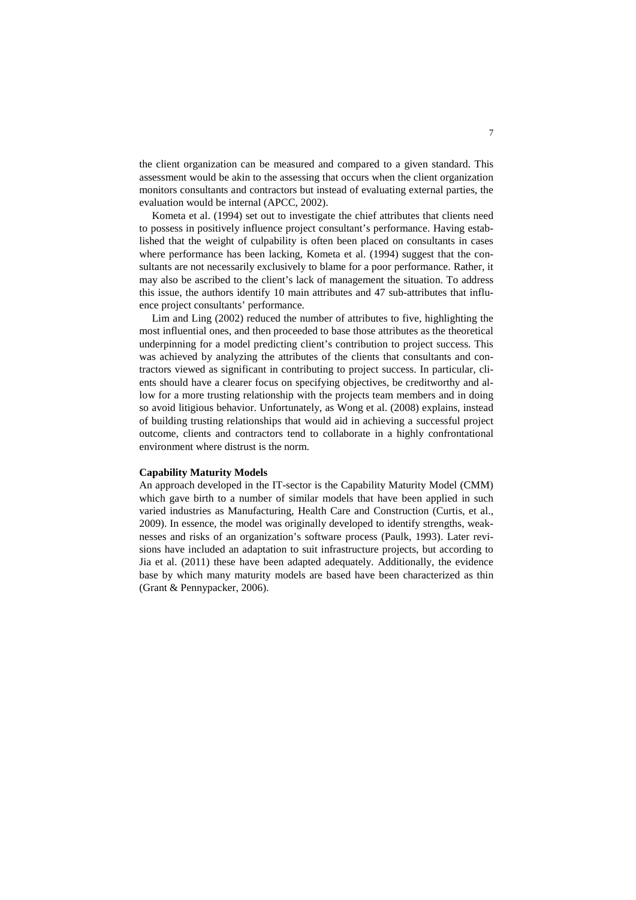the client organization can be measured and compared to a given standard. This assessment would be akin to the assessing that occurs when the client organization monitors consultants and contractors but instead of evaluating external parties, the evaluation would be internal (APCC, 2002).

Kometa et al. (1994) set out to investigate the chief attributes that clients need to possess in positively influence project consultant's performance. Having established that the weight of culpability is often been placed on consultants in cases where performance has been lacking, Kometa et al. (1994) suggest that the consultants are not necessarily exclusively to blame for a poor performance. Rather, it may also be ascribed to the client's lack of management the situation. To address this issue, the authors identify 10 main attributes and 47 sub-attributes that influence project consultants' performance.

Lim and Ling (2002) reduced the number of attributes to five, highlighting the most influential ones, and then proceeded to base those attributes as the theoretical underpinning for a model predicting client's contribution to project success. This was achieved by analyzing the attributes of the clients that consultants and contractors viewed as significant in contributing to project success. In particular, clients should have a clearer focus on specifying objectives, be creditworthy and allow for a more trusting relationship with the projects team members and in doing so avoid litigious behavior. Unfortunately, as Wong et al. (2008) explains, instead of building trusting relationships that would aid in achieving a successful project outcome, clients and contractors tend to collaborate in a highly confrontational environment where distrust is the norm.

**Capability Maturity Models**

An approach developed in the IT-sector is the Capability Maturity Model (CMM) which gave birth to a number of similar models that have been applied in such varied industries as Manufacturing, Health Care and Construction (Curtis, et al., 2009). In essence, the model was originally developed to identify strengths, weaknesses and risks of an organization's software process (Paulk, 1993). Later revisions have included an adaptation to suit infrastructure projects, but according to Jia et al. (2011) these have been adapted adequately. Additionally, the evidence base by which many maturity models are based have been characterized as thin (Grant & Pennypacker, 2006).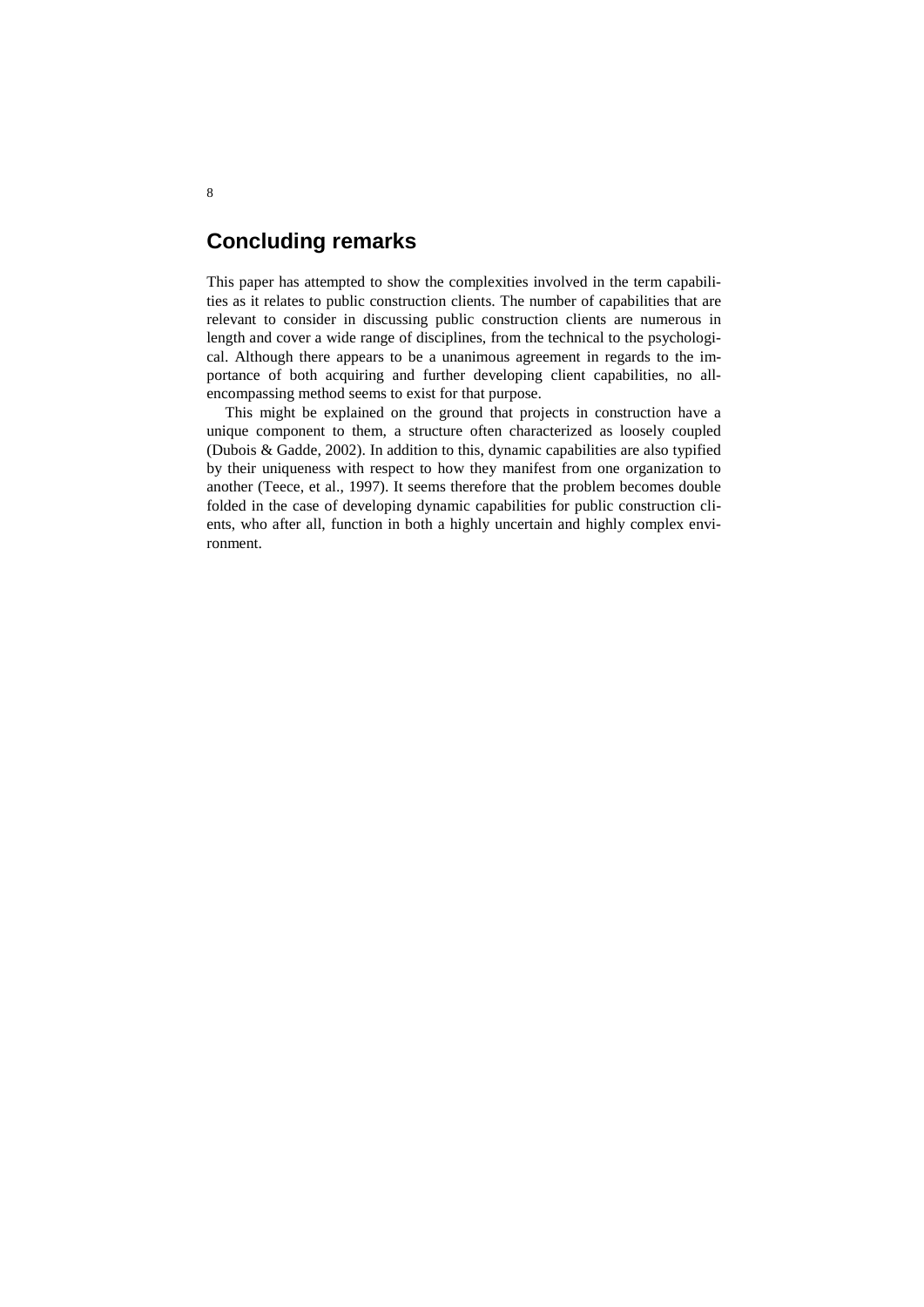## Concluding remarks

This paper has attempted to show the complexities involved in the term capabilities as it relates to public construction clients. The number of capabilities that are relevant to consider in discussing public construction clients are numerous in length and cover a wide range of disciplines, from the technical to the psychological. Although there appears to be a unanimous agreement in regards to the importance of both acquiring and further developing client capabilities, no all-encompassing method seems to exist for that purpose.

This might be explained on the ground that projects in construction have a unique component to them, a structure often characterized as loosely coupled (Dubois & Gadde, 2002). In addition to this, dynamic capabilities are also typified by their uniqueness with respect to how they manifest from one organization to another (Teece, et al., 1997). It seems therefore that the problem becomes double folded in the case of developing dynamic capabilities for public construction clients, who after all, function in both a highly uncertain and highly complex environment.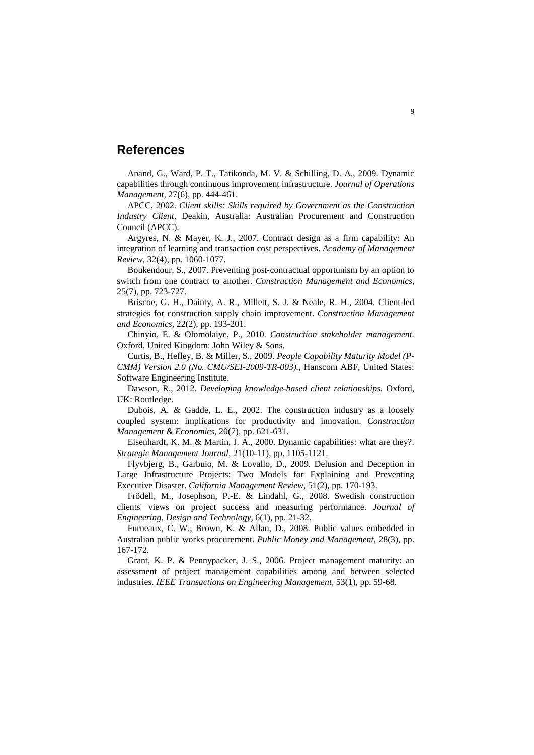## References

Anand, G., Ward, P. T., Tatikonda, M. V. & Schilling, D. A., 2009. Dynamic capabilities through continuous improvement infrastructure. *Journal of Operations Management,* 27(6), pp. 444-461.

APCC, 2002. *Client skills: Skills required by Government as the Construction Industry Client,* Deakin, Australia: Australian Procurement and Construction Council (APCC).

Argyres, N. & Mayer, K. J., 2007. Contract design as a firm capability: An integration of learning and transaction cost perspectives. *Academy of Management Review,* 32(4), pp. 1060-1077.

Boukendour, S., 2007. Preventing post-contractual opportunism by an option to switch from one contract to another. *Construction Management and Economics,* 25(7), pp. 723-727.

Briscoe, G. H., Dainty, A. R., Millett, S. J. & Neale, R. H., 2004. Client-led strategies for construction supply chain improvement. *Construction Management and Economics,* 22(2), pp. 193-201.

Chinyio, E. & Olomolaiye, P., 2010. *Construction stakeholder management.* Oxford, United Kingdom: John Wiley & Sons.

Curtis, B., Hefley, B. & Miller, S., 2009. *People Capability Maturity Model (P-CMM) Version 2.0 (No. CMU/SEI-2009-TR-003).,* Hanscom ABF, United States: Software Engineering Institute.

Dawson, R., 2012. *Developing knowledge-based client relationships.* Oxford, UK: Routledge.

Dubois, A. & Gadde, L. E., 2002. The construction industry as a loosely coupled system: implications for productivity and innovation. *Construction Management & Economics,* 20(7), pp. 621-631.

Eisenhardt, K. M. & Martin, J. A., 2000. Dynamic capabilities: what are they?. *Strategic Management Journal*, 21(10-11), pp. 1105-1121.

Flyvbjerg, B., Garbuio, M. & Lovallo, D., 2009. Delusion and Deception in Large Infrastructure Projects: Two Models for Explaining and Preventing Executive Disaster. *California Management Review,* 51(2), pp. 170-193.

Frödell, M., Josephson, P.-E. & Lindahl, G., 2008. Swedish construction clients' views on project success and measuring performance. *Journal of Engineering, Design and Technology,* 6(1), pp. 21-32.

Furneaux, C. W., Brown, K. & Allan, D., 2008. Public values embedded in Australian public works procurement. *Public Money and Management,* 28(3), pp. 167-172.

Grant, K. P. & Pennypacker, J. S., 2006. Project management maturity: an assessment of project management capabilities among and between selected industries. *IEEE Transactions on Engineering Management*, 53(1), pp. 59-68.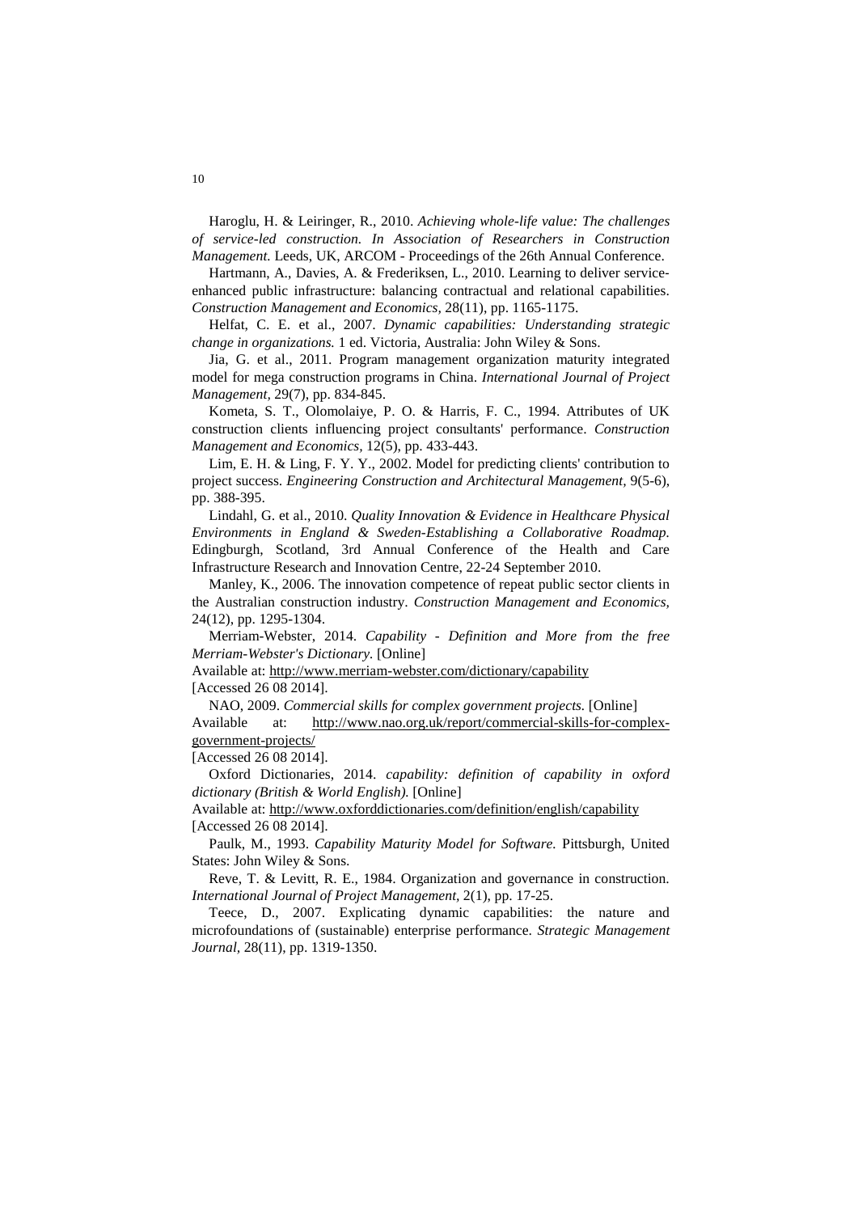Haroglu, H. & Leiringer, R., 2010. *Achieving whole-life value: The challenges of service-led construction. In Association of Researchers in Construction Management.* Leeds, UK, ARCOM - Proceedings of the 26th Annual Conference.

Hartmann, A., Davies, A. & Frederiksen, L., 2010. Learning to deliver service-enhanced public infrastructure: balancing contractual and relational capabilities. *Construction Management and Economics,* 28(11), pp. 1165-1175.

Helfat, C. E. et al., 2007. *Dynamic capabilities: Understanding strategic change in organizations.* 1 ed. Victoria, Australia: John Wiley & Sons.

Jia, G. et al., 2011. Program management organization maturity integrated model for mega construction programs in China. *International Journal of Project Management,* 29(7), pp. 834-845.

Kometa, S. T., Olomolaiye, P. O. & Harris, F. C., 1994. Attributes of UK construction clients influencing project consultants' performance. *Construction Management and Economics,* 12(5), pp. 433-443.

Lim, E. H. & Ling, F. Y. Y., 2002. Model for predicting clients' contribution to project success. *Engineering Construction and Architectural Management,* 9(5-6), pp. 388-395.

Lindahl, G. et al., 2010. *Quality Innovation & Evidence in Healthcare Physical Environments in England & Sweden-Establishing a Collaborative Roadmap.* Edingburgh, Scotland, 3rd Annual Conference of the Health and Care Infrastructure Research and Innovation Centre, 22-24 September 2010.

Manley, K., 2006. The innovation competence of repeat public sector clients in the Australian construction industry. *Construction Management and Economics,* 24(12), pp. 1295-1304.

Merriam-Webster, 2014. *Capability - Definition and More from the free Merriam-Webster's Dictionary.* [Online]
Available at: http://www.merriam-webster.com/dictionary/capability
[Accessed 26 08 2014].

NAO, 2009. *Commercial skills for complex government projects.* [Online]
Available at: http://www.nao.org.uk/report/commercial-skills-for-complex-government-projects/
[Accessed 26 08 2014].

Oxford Dictionaries, 2014. *capability: definition of capability in oxford dictionary (British & World English).* [Online]
Available at: http://www.oxforddictionaries.com/definition/english/capability
[Accessed 26 08 2014].

Paulk, M., 1993. *Capability Maturity Model for Software.* Pittsburgh, United States: John Wiley & Sons.

Reve, T. & Levitt, R. E., 1984. Organization and governance in construction. *International Journal of Project Management,* 2(1), pp. 17-25.

Teece, D., 2007. Explicating dynamic capabilities: the nature and microfoundations of (sustainable) enterprise performance. *Strategic Management Journal,* 28(11), pp. 1319-1350.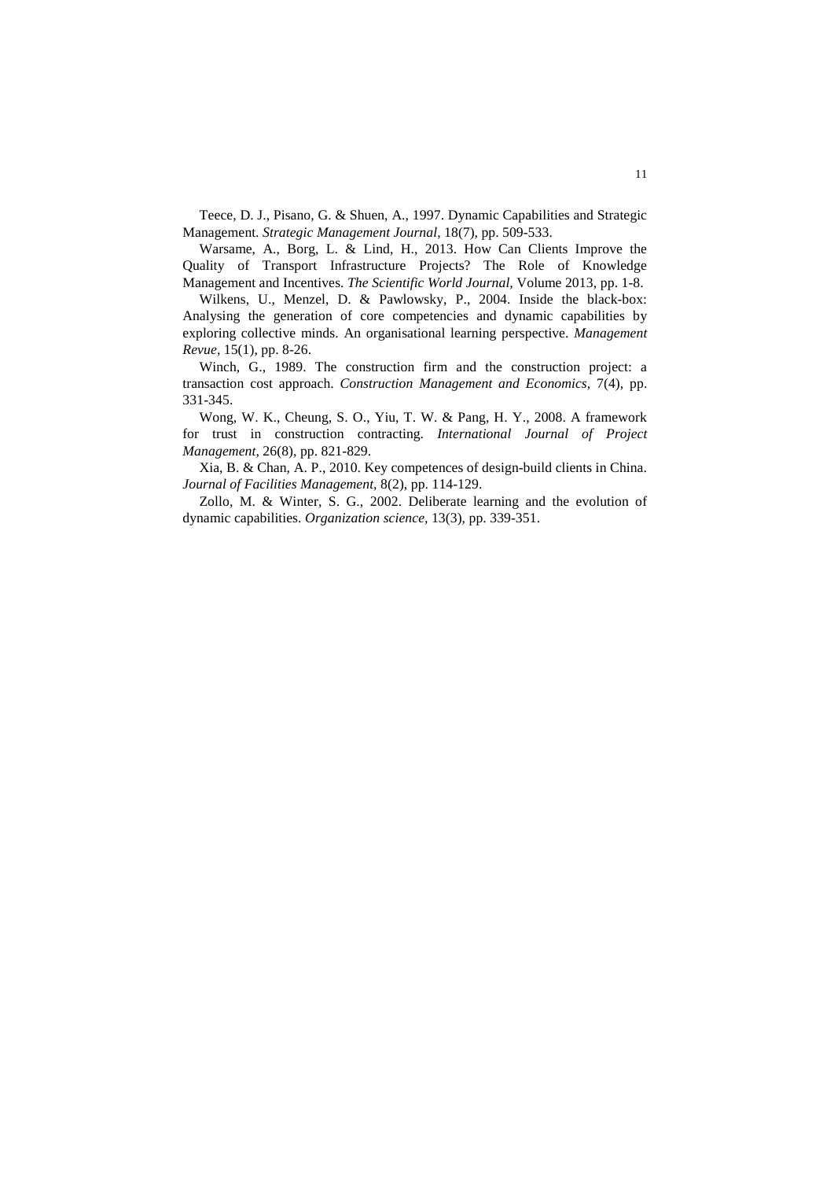Teece, D. J., Pisano, G. & Shuen, A., 1997. Dynamic Capabilities and Strategic Management. *Strategic Management Journal,* 18(7), pp. 509-533.

Warsame, A., Borg, L. & Lind, H., 2013. How Can Clients Improve the Quality of Transport Infrastructure Projects? The Role of Knowledge Management and Incentives. *The Scientific World Journal,* Volume 2013, pp. 1-8.

Wilkens, U., Menzel, D. & Pawlowsky, P., 2004. Inside the black-box: Analysing the generation of core competencies and dynamic capabilities by exploring collective minds. An organisational learning perspective. *Management Revue,* 15(1), pp. 8-26.

Winch, G., 1989. The construction firm and the construction project: a transaction cost approach. *Construction Management and Economics,* 7(4), pp. 331-345.

Wong, W. K., Cheung, S. O., Yiu, T. W. & Pang, H. Y., 2008. A framework for trust in construction contracting. *International Journal of Project Management,* 26(8), pp. 821-829.

Xia, B. & Chan, A. P., 2010. Key competences of design-build clients in China. *Journal of Facilities Management,* 8(2), pp. 114-129.

Zollo, M. & Winter, S. G., 2002. Deliberate learning and the evolution of dynamic capabilities. *Organization science,* 13(3), pp. 339-351.